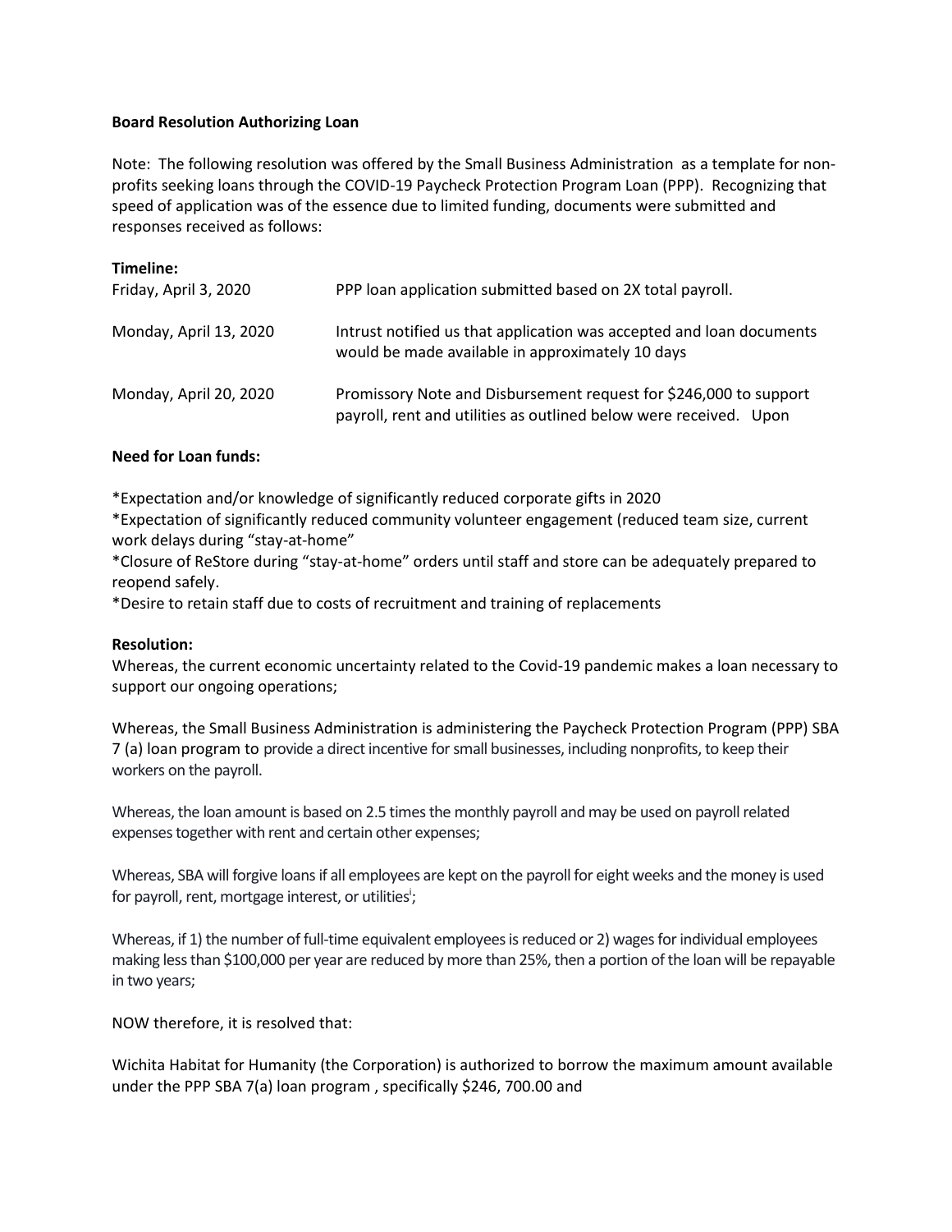**Board Resolution Authorizing Loan**

Note: The following resolution was offered by the Small Business Administration as a template for non-profits seeking loans through the COVID-19 Paycheck Protection Program Loan (PPP). Recognizing that speed of application was of the essence due to limited funding, documents were submitted and responses received as follows:

**Timeline:**

| | |
|---|---|
| Friday, April 3, 2020 | PPP loan application submitted based on 2X total payroll. |
| Monday, April 13, 2020 | Intrust notified us that application was accepted and loan documents would be made available in approximately 10 days |
| Monday, April 20, 2020 | Promissory Note and Disbursement request for $246,000 to support payroll, rent and utilities as outlined below were received. Upon |

**Need for Loan funds:**

*Expectation and/or knowledge of significantly reduced corporate gifts in 2020
*Expectation of significantly reduced community volunteer engagement (reduced team size, current work delays during "stay-at-home"
*Closure of ReStore during "stay-at-home" orders until staff and store can be adequately prepared to reopend safely.
*Desire to retain staff due to costs of recruitment and training of replacements

**Resolution:**

Whereas, the current economic uncertainty related to the Covid-19 pandemic makes a loan necessary to support our ongoing operations;

Whereas, the Small Business Administration is administering the Paycheck Protection Program (PPP) SBA 7 (a) loan program to provide a direct incentive for small businesses, including nonprofits, to keep their workers on the payroll.

Whereas, the loan amount is based on 2.5 times the monthly payroll and may be used on payroll related expenses together with rent and certain other expenses;

Whereas, SBA will forgive loans if all employees are kept on the payroll for eight weeks and the money is used for payroll, rent, mortgage interest, or utilities[i];

Whereas, if 1) the number of full-time equivalent employees is reduced or 2) wages for individual employees making less than $100,000 per year are reduced by more than 25%, then a portion of the loan will be repayable in two years;

NOW therefore, it is resolved that:

Wichita Habitat for Humanity (the Corporation) is authorized to borrow the maximum amount available under the PPP SBA 7(a) loan program , specifically $246, 700.00 and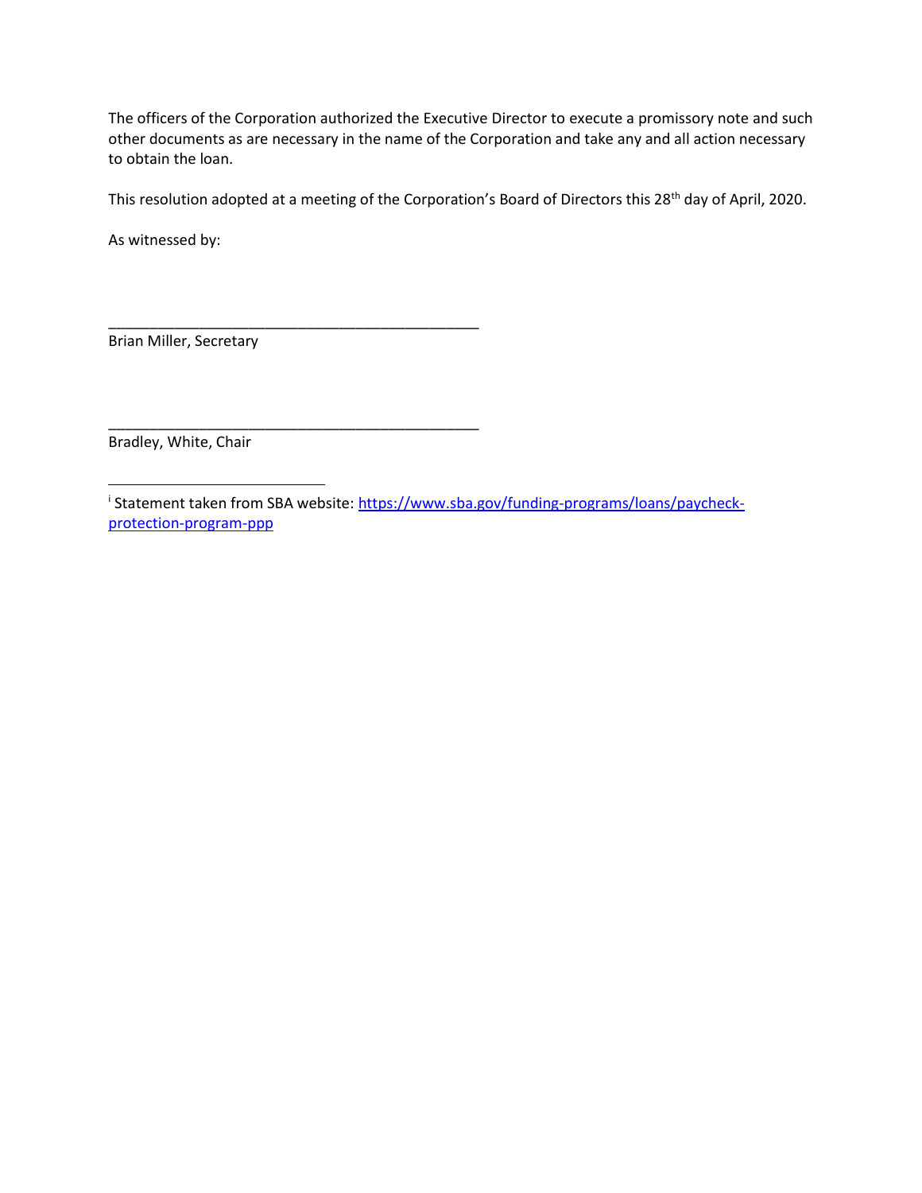The officers of the Corporation authorized the Executive Director to execute a promissory note and such other documents as are necessary in the name of the Corporation and take any and all action necessary to obtain the loan.

This resolution adopted at a meeting of the Corporation's Board of Directors this 28th day of April, 2020.

As witnessed by:

\_\_\_\_\_\_\_\_\_\_\_\_\_\_\_\_\_\_\_\_\_\_\_\_\_\_\_\_\_\_\_\_\_\_\_\_\_\_\_\_\_\_\_\_\_

Brian Miller, Secretary

\_\_\_\_\_\_\_\_\_\_\_\_\_\_\_\_\_\_\_\_\_\_\_\_\_\_\_\_\_\_\_\_\_\_\_\_\_\_\_\_\_\_\_\_\_

Bradley, White, Chair

---

[i] Statement taken from SBA website: https://www.sba.gov/funding-programs/loans/paycheck-protection-program-ppp